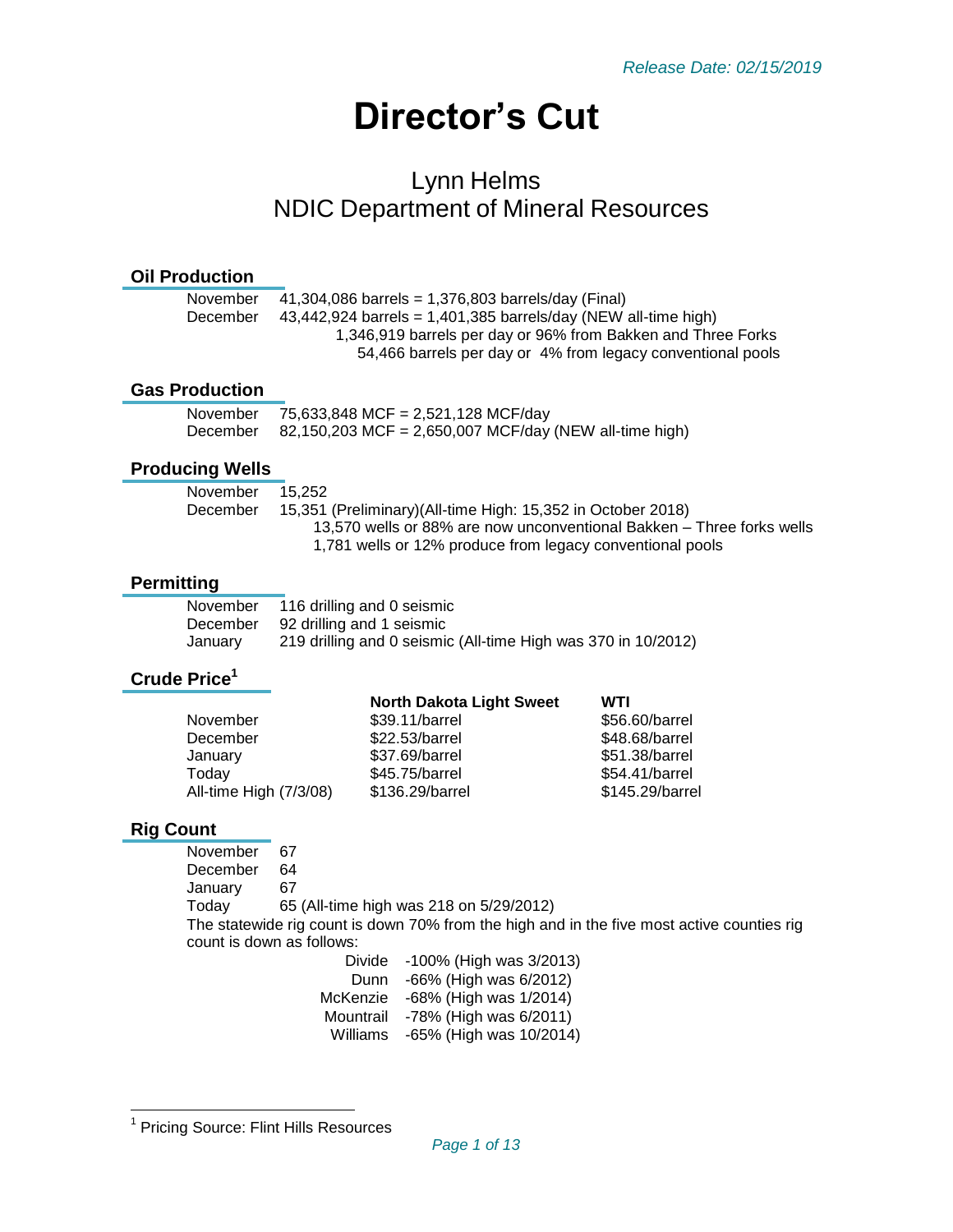*Release Date: 02/15/2019*

# Director's Cut

## Lynn Helms
## NDIC Department of Mineral Resources

### Oil Production

November 41,304,086 barrels = 1,376,803 barrels/day (Final)
December 43,442,924 barrels = 1,401,385 barrels/day (NEW all-time high)
1,346,919 barrels per day or 96% from Bakken and Three Forks
54,466 barrels per day or 4% from legacy conventional pools

### Gas Production

November 75,633,848 MCF = 2,521,128 MCF/day
December 82,150,203 MCF = 2,650,007 MCF/day (NEW all-time high)

### Producing Wells

November 15,252
December 15,351 (Preliminary)(All-time High: 15,352 in October 2018)
13,570 wells or 88% are now unconventional Bakken – Three forks wells
1,781 wells or 12% produce from legacy conventional pools

### Permitting

November 116 drilling and 0 seismic
December 92 drilling and 1 seismic
January 219 drilling and 0 seismic (All-time High was 370 in 10/2012)

### Crude Price[1]

| | North Dakota Light Sweet | WTI |
|---|---|---|
| November | $39.11/barrel | $56.60/barrel |
| December | $22.53/barrel | $48.68/barrel |
| January | $37.69/barrel | $51.38/barrel |
| Today | $45.75/barrel | $54.41/barrel |
| All-time High (7/3/08) | $136.29/barrel | $145.29/barrel |

### Rig Count

November 67
December 64
January 67
Today 65 (All-time high was 218 on 5/29/2012)

The statewide rig count is down 70% from the high and in the five most active counties rig count is down as follows:

| | |
|---|---|
| Divide | -100% (High was 3/2013) |
| Dunn | -66% (High was 6/2012) |
| McKenzie | -68% (High was 1/2014) |
| Mountrail | -78% (High was 6/2011) |
| Williams | -65% (High was 10/2014) |

[1] Pricing Source: Flint Hills Resources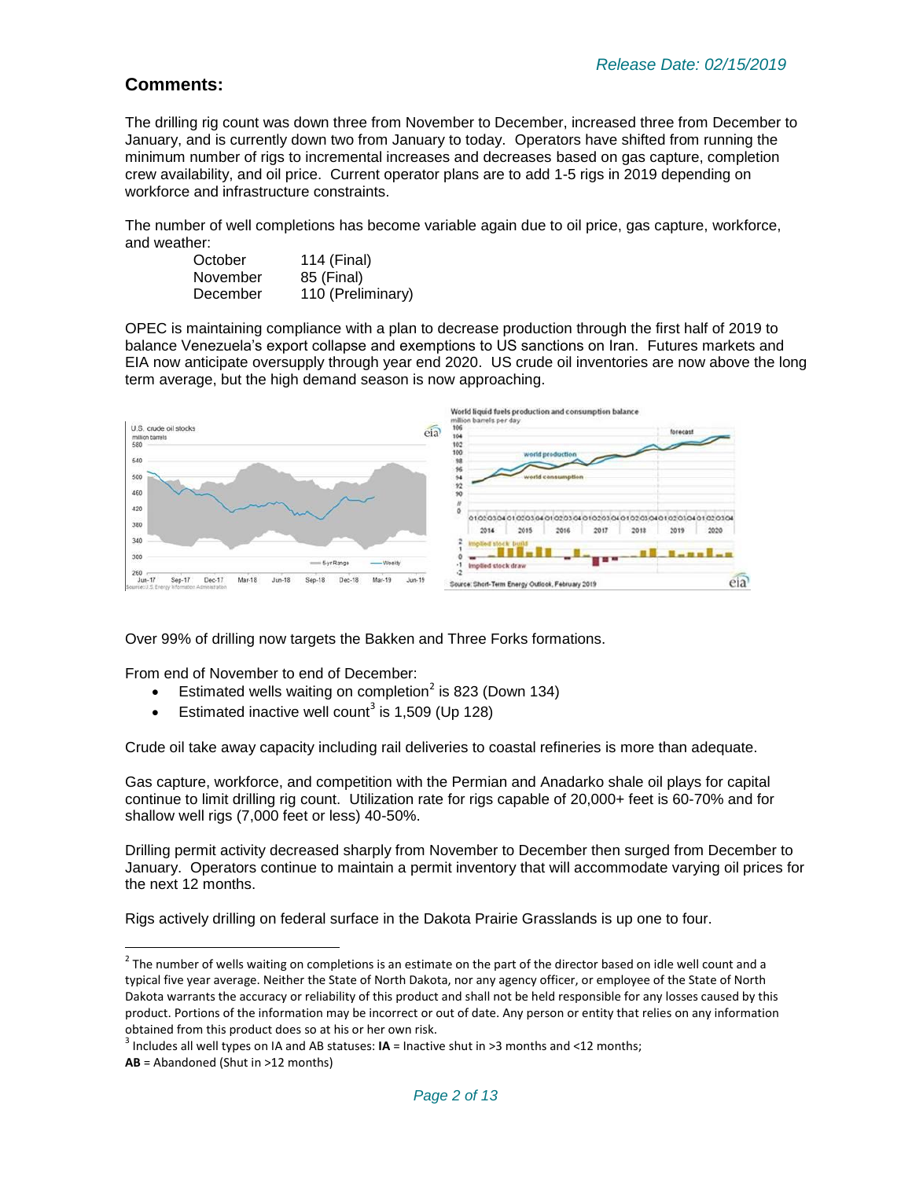*Release Date: 02/15/2019*

## Comments:

The drilling rig count was down three from November to December, increased three from December to January, and is currently down two from January to today. Operators have shifted from running the minimum number of rigs to incremental increases and decreases based on gas capture, completion crew availability, and oil price. Current operator plans are to add 1-5 rigs in 2019 depending on workforce and infrastructure constraints.

The number of well completions has become variable again due to oil price, gas capture, workforce, and weather:

| | |
|---|---|
| October | 114 (Final) |
| November | 85 (Final) |
| December | 110 (Preliminary) |

OPEC is maintaining compliance with a plan to decrease production through the first half of 2019 to balance Venezuela's export collapse and exemptions to US sanctions on Iran. Futures markets and EIA now anticipate oversupply through year end 2020. US crude oil inventories are now above the long term average, but the high demand season is now approaching.

Over 99% of drilling now targets the Bakken and Three Forks formations.

From end of November to end of December:

- Estimated wells waiting on completion[2] is 823 (Down 134)
- Estimated inactive well count[3] is 1,509 (Up 128)

Crude oil take away capacity including rail deliveries to coastal refineries is more than adequate.

Gas capture, workforce, and competition with the Permian and Anadarko shale oil plays for capital continue to limit drilling rig count. Utilization rate for rigs capable of 20,000+ feet is 60-70% and for shallow well rigs (7,000 feet or less) 40-50%.

Drilling permit activity decreased sharply from November to December then surged from December to January. Operators continue to maintain a permit inventory that will accommodate varying oil prices for the next 12 months.

Rigs actively drilling on federal surface in the Dakota Prairie Grasslands is up one to four.

---

[2] The number of wells waiting on completions is an estimate on the part of the director based on idle well count and a typical five year average. Neither the State of North Dakota, nor any agency officer, or employee of the State of North Dakota warrants the accuracy or reliability of this product and shall not be held responsible for any losses caused by this product. Portions of the information may be incorrect or out of date. Any person or entity that relies on any information obtained from this product does so at his or her own risk.

[3] Includes all well types on IA and AB statuses: **IA** = Inactive shut in >3 months and <12 months; **AB** = Abandoned (Shut in >12 months)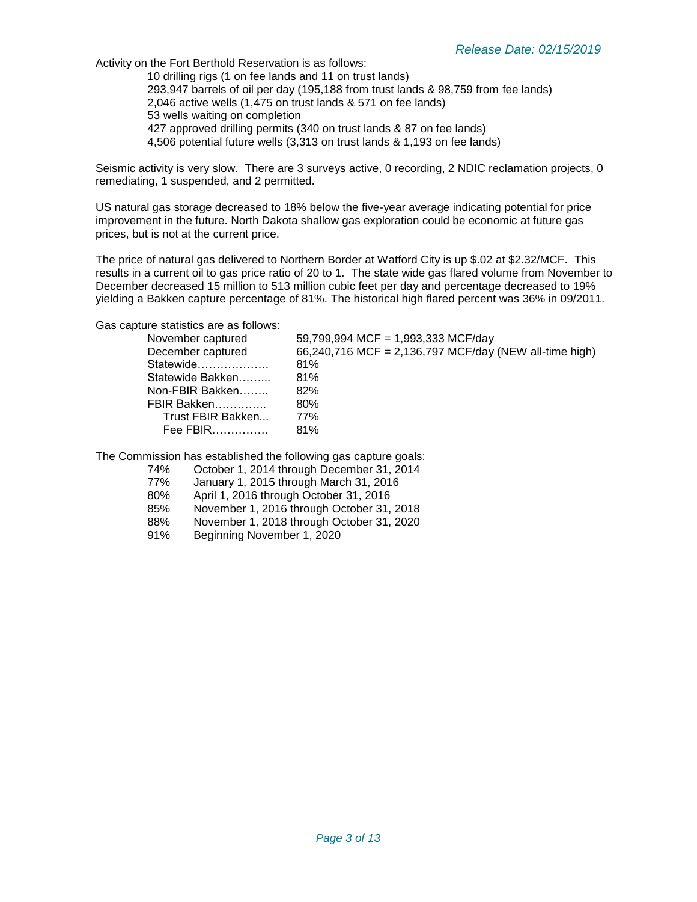Release Date: 02/15/2019

Activity on the Fort Berthold Reservation is as follows:

- 10 drilling rigs (1 on fee lands and 11 on trust lands)
- 293,947 barrels of oil per day (195,188 from trust lands & 98,759 from fee lands)
- 2,046 active wells (1,475 on trust lands & 571 on fee lands)
- 53 wells waiting on completion
- 427 approved drilling permits (340 on trust lands & 87 on fee lands)
- 4,506 potential future wells (3,313 on trust lands & 1,193 on fee lands)

Seismic activity is very slow. There are 3 surveys active, 0 recording, 2 NDIC reclamation projects, 0 remediating, 1 suspended, and 2 permitted.

US natural gas storage decreased to 18% below the five-year average indicating potential for price improvement in the future. North Dakota shallow gas exploration could be economic at future gas prices, but is not at the current price.

The price of natural gas delivered to Northern Border at Watford City is up $.02 at $2.32/MCF. This results in a current oil to gas price ratio of 20 to 1. The state wide gas flared volume from November to December decreased 15 million to 513 million cubic feet per day and percentage decreased to 19% yielding a Bakken capture percentage of 81%. The historical high flared percent was 36% in 09/2011.

Gas capture statistics are as follows:

| | |
|---|---|
| November captured | 59,799,994 MCF = 1,993,333 MCF/day |
| December captured | 66,240,716 MCF = 2,136,797 MCF/day (NEW all-time high) |
| Statewide………………. | 81% |
| Statewide Bakken……... | 81% |
| Non-FBIR Bakken…….. | 82% |
| FBIR Bakken………….. | 80% |
| Trust FBIR Bakken... | 77% |
| Fee FBIR…………… | 81% |

The Commission has established the following gas capture goals:

| | |
|---|---|
| 74% | October 1, 2014 through December 31, 2014 |
| 77% | January 1, 2015 through March 31, 2016 |
| 80% | April 1, 2016 through October 31, 2016 |
| 85% | November 1, 2016 through October 31, 2018 |
| 88% | November 1, 2018 through October 31, 2020 |
| 91% | Beginning November 1, 2020 |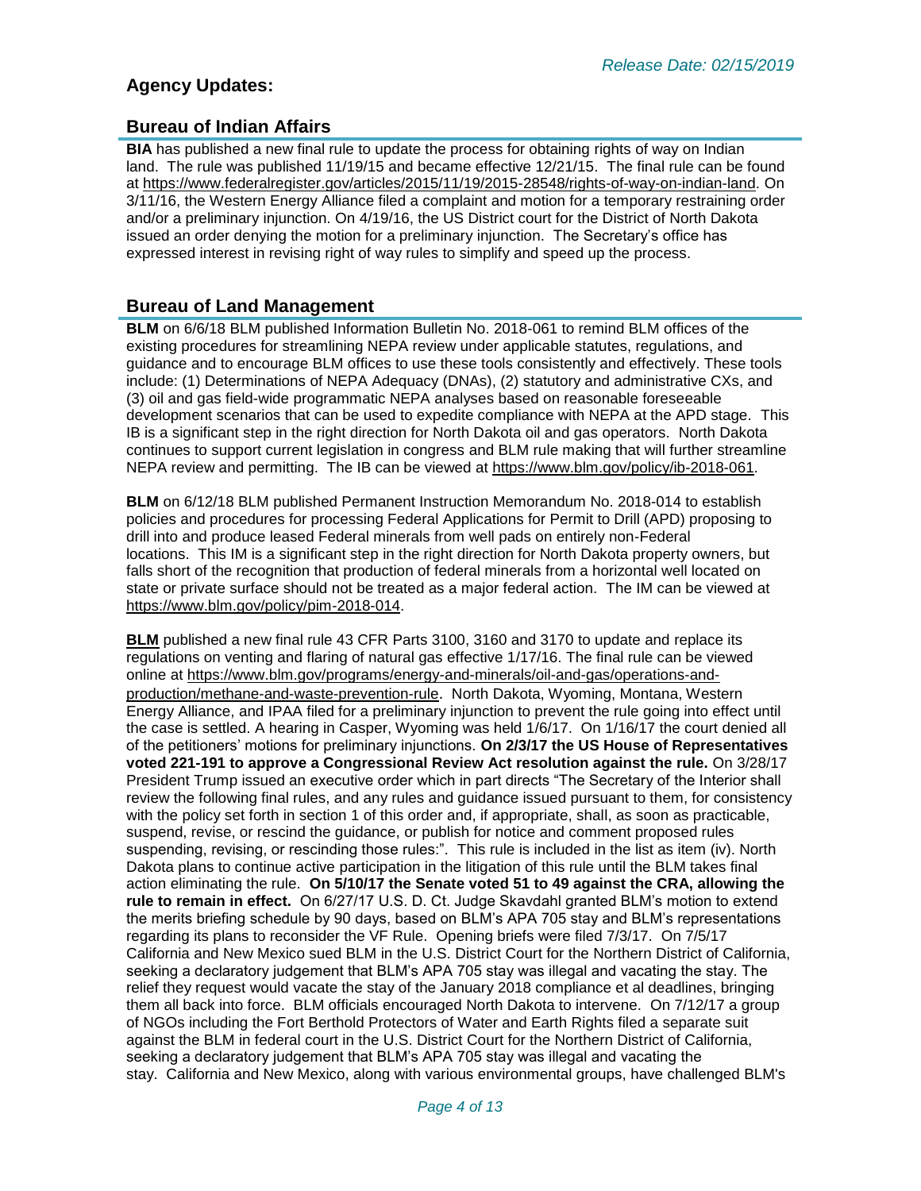*Release Date: 02/15/2019*

## Agency Updates:

### Bureau of Indian Affairs

**BIA** has published a new final rule to update the process for obtaining rights of way on Indian land. The rule was published 11/19/15 and became effective 12/21/15. The final rule can be found at https://www.federalregister.gov/articles/2015/11/19/2015-28548/rights-of-way-on-indian-land. On 3/11/16, the Western Energy Alliance filed a complaint and motion for a temporary restraining order and/or a preliminary injunction. On 4/19/16, the US District court for the District of North Dakota issued an order denying the motion for a preliminary injunction. The Secretary's office has expressed interest in revising right of way rules to simplify and speed up the process.

### Bureau of Land Management

**BLM** on 6/6/18 BLM published Information Bulletin No. 2018-061 to remind BLM offices of the existing procedures for streamlining NEPA review under applicable statutes, regulations, and guidance and to encourage BLM offices to use these tools consistently and effectively. These tools include: (1) Determinations of NEPA Adequacy (DNAs), (2) statutory and administrative CXs, and (3) oil and gas field-wide programmatic NEPA analyses based on reasonable foreseeable development scenarios that can be used to expedite compliance with NEPA at the APD stage. This IB is a significant step in the right direction for North Dakota oil and gas operators. North Dakota continues to support current legislation in congress and BLM rule making that will further streamline NEPA review and permitting. The IB can be viewed at https://www.blm.gov/policy/ib-2018-061.

**BLM** on 6/12/18 BLM published Permanent Instruction Memorandum No. 2018-014 to establish policies and procedures for processing Federal Applications for Permit to Drill (APD) proposing to drill into and produce leased Federal minerals from well pads on entirely non-Federal locations. This IM is a significant step in the right direction for North Dakota property owners, but falls short of the recognition that production of federal minerals from a horizontal well located on state or private surface should not be treated as a major federal action. The IM can be viewed at https://www.blm.gov/policy/pim-2018-014.

**BLM** published a new final rule 43 CFR Parts 3100, 3160 and 3170 to update and replace its regulations on venting and flaring of natural gas effective 1/17/16. The final rule can be viewed online at https://www.blm.gov/programs/energy-and-minerals/oil-and-gas/operations-and-production/methane-and-waste-prevention-rule. North Dakota, Wyoming, Montana, Western Energy Alliance, and IPAA filed for a preliminary injunction to prevent the rule going into effect until the case is settled. A hearing in Casper, Wyoming was held 1/6/17. On 1/16/17 the court denied all of the petitioners' motions for preliminary injunctions. **On 2/3/17 the US House of Representatives voted 221-191 to approve a Congressional Review Act resolution against the rule.** On 3/28/17 President Trump issued an executive order which in part directs "The Secretary of the Interior shall review the following final rules, and any rules and guidance issued pursuant to them, for consistency with the policy set forth in section 1 of this order and, if appropriate, shall, as soon as practicable, suspend, revise, or rescind the guidance, or publish for notice and comment proposed rules suspending, revising, or rescinding those rules:". This rule is included in the list as item (iv). North Dakota plans to continue active participation in the litigation of this rule until the BLM takes final action eliminating the rule. **On 5/10/17 the Senate voted 51 to 49 against the CRA, allowing the rule to remain in effect.** On 6/27/17 U.S. D. Ct. Judge Skavdahl granted BLM's motion to extend the merits briefing schedule by 90 days, based on BLM's APA 705 stay and BLM's representations regarding its plans to reconsider the VF Rule. Opening briefs were filed 7/3/17. On 7/5/17 California and New Mexico sued BLM in the U.S. District Court for the Northern District of California, seeking a declaratory judgement that BLM's APA 705 stay was illegal and vacating the stay. The relief they request would vacate the stay of the January 2018 compliance et al deadlines, bringing them all back into force. BLM officials encouraged North Dakota to intervene. On 7/12/17 a group of NGOs including the Fort Berthold Protectors of Water and Earth Rights filed a separate suit against the BLM in federal court in the U.S. District Court for the Northern District of California, seeking a declaratory judgement that BLM's APA 705 stay was illegal and vacating the stay. California and New Mexico, along with various environmental groups, have challenged BLM's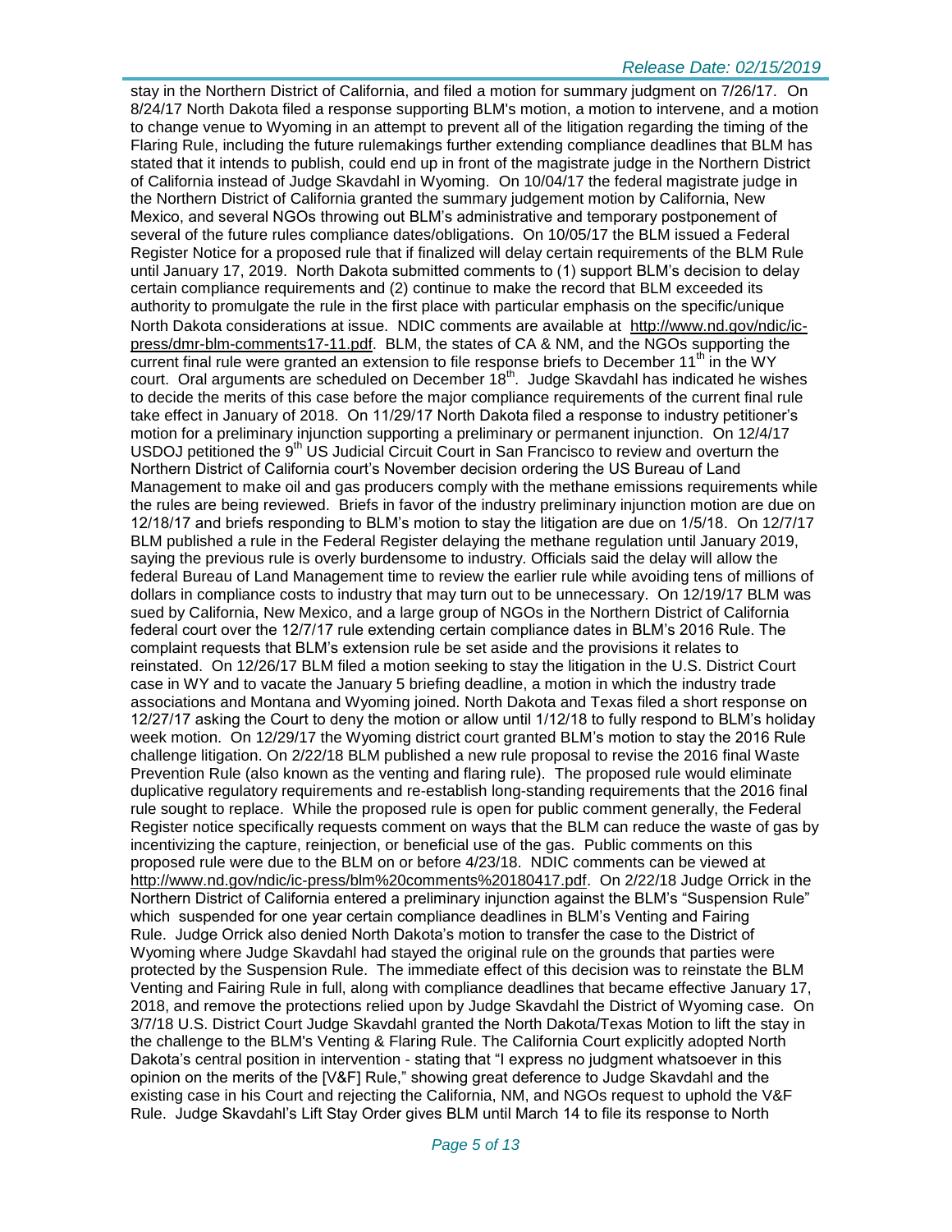stay in the Northern District of California, and filed a motion for summary judgment on 7/26/17. On 8/24/17 North Dakota filed a response supporting BLM's motion, a motion to intervene, and a motion to change venue to Wyoming in an attempt to prevent all of the litigation regarding the timing of the Flaring Rule, including the future rulemakings further extending compliance deadlines that BLM has stated that it intends to publish, could end up in front of the magistrate judge in the Northern District of California instead of Judge Skavdahl in Wyoming. On 10/04/17 the federal magistrate judge in the Northern District of California granted the summary judgement motion by California, New Mexico, and several NGOs throwing out BLM's administrative and temporary postponement of several of the future rules compliance dates/obligations. On 10/05/17 the BLM issued a Federal Register Notice for a proposed rule that if finalized will delay certain requirements of the BLM Rule until January 17, 2019. North Dakota submitted comments to (1) support BLM's decision to delay certain compliance requirements and (2) continue to make the record that BLM exceeded its authority to promulgate the rule in the first place with particular emphasis on the specific/unique North Dakota considerations at issue. NDIC comments are available at http://www.nd.gov/ndic/ic-press/dmr-blm-comments17-11.pdf. BLM, the states of CA & NM, and the NGOs supporting the current final rule were granted an extension to file response briefs to December 11th in the WY court. Oral arguments are scheduled on December 18th. Judge Skavdahl has indicated he wishes to decide the merits of this case before the major compliance requirements of the current final rule take effect in January of 2018. On 11/29/17 North Dakota filed a response to industry petitioner's motion for a preliminary injunction supporting a preliminary or permanent injunction. On 12/4/17 USDOJ petitioned the 9th US Judicial Circuit Court in San Francisco to review and overturn the Northern District of California court's November decision ordering the US Bureau of Land Management to make oil and gas producers comply with the methane emissions requirements while the rules are being reviewed. Briefs in favor of the industry preliminary injunction motion are due on 12/18/17 and briefs responding to BLM's motion to stay the litigation are due on 1/5/18. On 12/7/17 BLM published a rule in the Federal Register delaying the methane regulation until January 2019, saying the previous rule is overly burdensome to industry. Officials said the delay will allow the federal Bureau of Land Management time to review the earlier rule while avoiding tens of millions of dollars in compliance costs to industry that may turn out to be unnecessary. On 12/19/17 BLM was sued by California, New Mexico, and a large group of NGOs in the Northern District of California federal court over the 12/7/17 rule extending certain compliance dates in BLM's 2016 Rule. The complaint requests that BLM's extension rule be set aside and the provisions it relates to reinstated. On 12/26/17 BLM filed a motion seeking to stay the litigation in the U.S. District Court case in WY and to vacate the January 5 briefing deadline, a motion in which the industry trade associations and Montana and Wyoming joined. North Dakota and Texas filed a short response on 12/27/17 asking the Court to deny the motion or allow until 1/12/18 to fully respond to BLM's holiday week motion. On 12/29/17 the Wyoming district court granted BLM's motion to stay the 2016 Rule challenge litigation. On 2/22/18 BLM published a new rule proposal to revise the 2016 final Waste Prevention Rule (also known as the venting and flaring rule). The proposed rule would eliminate duplicative regulatory requirements and re-establish long-standing requirements that the 2016 final rule sought to replace. While the proposed rule is open for public comment generally, the Federal Register notice specifically requests comment on ways that the BLM can reduce the waste of gas by incentivizing the capture, reinjection, or beneficial use of the gas. Public comments on this proposed rule were due to the BLM on or before 4/23/18. NDIC comments can be viewed at http://www.nd.gov/ndic/ic-press/blm%20comments%20180417.pdf. On 2/22/18 Judge Orrick in the Northern District of California entered a preliminary injunction against the BLM's "Suspension Rule" which suspended for one year certain compliance deadlines in BLM's Venting and Fairing Rule. Judge Orrick also denied North Dakota's motion to transfer the case to the District of Wyoming where Judge Skavdahl had stayed the original rule on the grounds that parties were protected by the Suspension Rule. The immediate effect of this decision was to reinstate the BLM Venting and Fairing Rule in full, along with compliance deadlines that became effective January 17, 2018, and remove the protections relied upon by Judge Skavdahl the District of Wyoming case. On 3/7/18 U.S. District Court Judge Skavdahl granted the North Dakota/Texas Motion to lift the stay in the challenge to the BLM's Venting & Flaring Rule. The California Court explicitly adopted North Dakota's central position in intervention - stating that "I express no judgment whatsoever in this opinion on the merits of the [V&F] Rule," showing great deference to Judge Skavdahl and the existing case in his Court and rejecting the California, NM, and NGOs request to uphold the V&F Rule. Judge Skavdahl's Lift Stay Order gives BLM until March 14 to file its response to North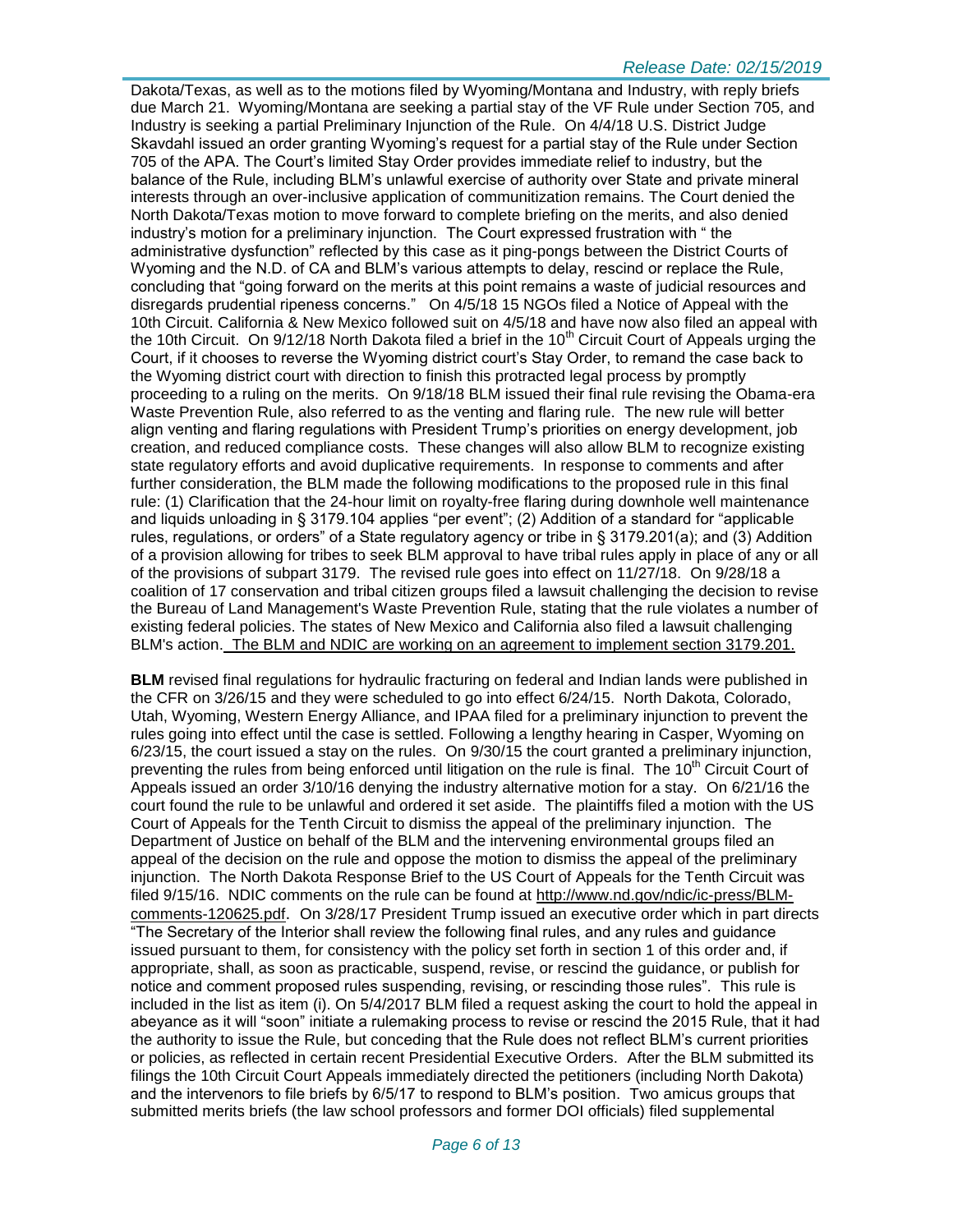Dakota/Texas, as well as to the motions filed by Wyoming/Montana and Industry, with reply briefs due March 21. Wyoming/Montana are seeking a partial stay of the VF Rule under Section 705, and Industry is seeking a partial Preliminary Injunction of the Rule. On 4/4/18 U.S. District Judge Skavdahl issued an order granting Wyoming's request for a partial stay of the Rule under Section 705 of the APA. The Court's limited Stay Order provides immediate relief to industry, but the balance of the Rule, including BLM's unlawful exercise of authority over State and private mineral interests through an over-inclusive application of communitization remains. The Court denied the North Dakota/Texas motion to move forward to complete briefing on the merits, and also denied industry's motion for a preliminary injunction. The Court expressed frustration with " the administrative dysfunction" reflected by this case as it ping-pongs between the District Courts of Wyoming and the N.D. of CA and BLM's various attempts to delay, rescind or replace the Rule, concluding that "going forward on the merits at this point remains a waste of judicial resources and disregards prudential ripeness concerns." On 4/5/18 15 NGOs filed a Notice of Appeal with the 10th Circuit. California & New Mexico followed suit on 4/5/18 and have now also filed an appeal with the 10th Circuit. On 9/12/18 North Dakota filed a brief in the 10th Circuit Court of Appeals urging the Court, if it chooses to reverse the Wyoming district court's Stay Order, to remand the case back to the Wyoming district court with direction to finish this protracted legal process by promptly proceeding to a ruling on the merits. On 9/18/18 BLM issued their final rule revising the Obama-era Waste Prevention Rule, also referred to as the venting and flaring rule. The new rule will better align venting and flaring regulations with President Trump's priorities on energy development, job creation, and reduced compliance costs. These changes will also allow BLM to recognize existing state regulatory efforts and avoid duplicative requirements. In response to comments and after further consideration, the BLM made the following modifications to the proposed rule in this final rule: (1) Clarification that the 24-hour limit on royalty-free flaring during downhole well maintenance and liquids unloading in § 3179.104 applies "per event"; (2) Addition of a standard for "applicable rules, regulations, or orders" of a State regulatory agency or tribe in § 3179.201(a); and (3) Addition of a provision allowing for tribes to seek BLM approval to have tribal rules apply in place of any or all of the provisions of subpart 3179. The revised rule goes into effect on 11/27/18. On 9/28/18 a coalition of 17 conservation and tribal citizen groups filed a lawsuit challenging the decision to revise the Bureau of Land Management's Waste Prevention Rule, stating that the rule violates a number of existing federal policies. The states of New Mexico and California also filed a lawsuit challenging BLM's action. The BLM and NDIC are working on an agreement to implement section 3179.201.

**BLM** revised final regulations for hydraulic fracturing on federal and Indian lands were published in the CFR on 3/26/15 and they were scheduled to go into effect 6/24/15. North Dakota, Colorado, Utah, Wyoming, Western Energy Alliance, and IPAA filed for a preliminary injunction to prevent the rules going into effect until the case is settled. Following a lengthy hearing in Casper, Wyoming on 6/23/15, the court issued a stay on the rules. On 9/30/15 the court granted a preliminary injunction, preventing the rules from being enforced until litigation on the rule is final. The 10th Circuit Court of Appeals issued an order 3/10/16 denying the industry alternative motion for a stay. On 6/21/16 the court found the rule to be unlawful and ordered it set aside. The plaintiffs filed a motion with the US Court of Appeals for the Tenth Circuit to dismiss the appeal of the preliminary injunction. The Department of Justice on behalf of the BLM and the intervening environmental groups filed an appeal of the decision on the rule and oppose the motion to dismiss the appeal of the preliminary injunction. The North Dakota Response Brief to the US Court of Appeals for the Tenth Circuit was filed 9/15/16. NDIC comments on the rule can be found at http://www.nd.gov/ndic/ic-press/BLM-comments-120625.pdf. On 3/28/17 President Trump issued an executive order which in part directs "The Secretary of the Interior shall review the following final rules, and any rules and guidance issued pursuant to them, for consistency with the policy set forth in section 1 of this order and, if appropriate, shall, as soon as practicable, suspend, revise, or rescind the guidance, or publish for notice and comment proposed rules suspending, revising, or rescinding those rules". This rule is included in the list as item (i). On 5/4/2017 BLM filed a request asking the court to hold the appeal in abeyance as it will "soon" initiate a rulemaking process to revise or rescind the 2015 Rule, that it had the authority to issue the Rule, but conceding that the Rule does not reflect BLM's current priorities or policies, as reflected in certain recent Presidential Executive Orders. After the BLM submitted its filings the 10th Circuit Court Appeals immediately directed the petitioners (including North Dakota) and the intervenors to file briefs by 6/5/17 to respond to BLM's position. Two amicus groups that submitted merits briefs (the law school professors and former DOI officials) filed supplemental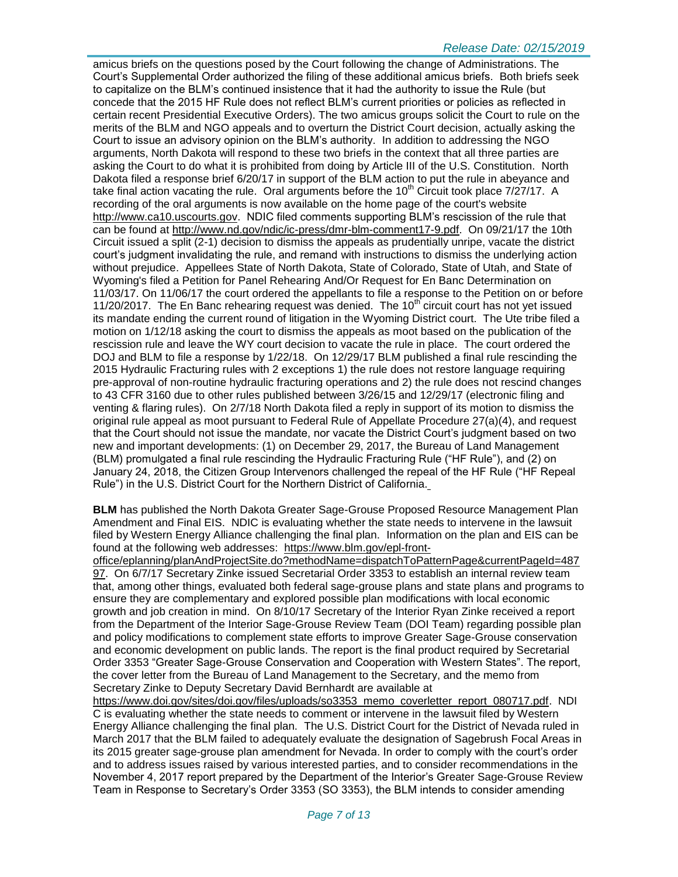amicus briefs on the questions posed by the Court following the change of Administrations. The Court's Supplemental Order authorized the filing of these additional amicus briefs. Both briefs seek to capitalize on the BLM's continued insistence that it had the authority to issue the Rule (but concede that the 2015 HF Rule does not reflect BLM's current priorities or policies as reflected in certain recent Presidential Executive Orders). The two amicus groups solicit the Court to rule on the merits of the BLM and NGO appeals and to overturn the District Court decision, actually asking the Court to issue an advisory opinion on the BLM's authority. In addition to addressing the NGO arguments, North Dakota will respond to these two briefs in the context that all three parties are asking the Court to do what it is prohibited from doing by Article III of the U.S. Constitution. North Dakota filed a response brief 6/20/17 in support of the BLM action to put the rule in abeyance and take final action vacating the rule. Oral arguments before the 10th Circuit took place 7/27/17. A recording of the oral arguments is now available on the home page of the court's website http://www.ca10.uscourts.gov. NDIC filed comments supporting BLM's rescission of the rule that can be found at http://www.nd.gov/ndic/ic-press/dmr-blm-comment17-9.pdf. On 09/21/17 the 10th Circuit issued a split (2-1) decision to dismiss the appeals as prudentially unripe, vacate the district court's judgment invalidating the rule, and remand with instructions to dismiss the underlying action without prejudice. Appellees State of North Dakota, State of Colorado, State of Utah, and State of Wyoming's filed a Petition for Panel Rehearing And/Or Request for En Banc Determination on 11/03/17. On 11/06/17 the court ordered the appellants to file a response to the Petition on or before 11/20/2017. The En Banc rehearing request was denied. The 10th circuit court has not yet issued its mandate ending the current round of litigation in the Wyoming District court. The Ute tribe filed a motion on 1/12/18 asking the court to dismiss the appeals as moot based on the publication of the rescission rule and leave the WY court decision to vacate the rule in place. The court ordered the DOJ and BLM to file a response by 1/22/18. On 12/29/17 BLM published a final rule rescinding the 2015 Hydraulic Fracturing rules with 2 exceptions 1) the rule does not restore language requiring pre-approval of non-routine hydraulic fracturing operations and 2) the rule does not rescind changes to 43 CFR 3160 due to other rules published between 3/26/15 and 12/29/17 (electronic filing and venting & flaring rules). On 2/7/18 North Dakota filed a reply in support of its motion to dismiss the original rule appeal as moot pursuant to Federal Rule of Appellate Procedure 27(a)(4), and request that the Court should not issue the mandate, nor vacate the District Court's judgment based on two new and important developments: (1) on December 29, 2017, the Bureau of Land Management (BLM) promulgated a final rule rescinding the Hydraulic Fracturing Rule ("HF Rule"), and (2) on January 24, 2018, the Citizen Group Intervenors challenged the repeal of the HF Rule ("HF Repeal Rule") in the U.S. District Court for the Northern District of California.

**BLM** has published the North Dakota Greater Sage-Grouse Proposed Resource Management Plan Amendment and Final EIS. NDIC is evaluating whether the state needs to intervene in the lawsuit filed by Western Energy Alliance challenging the final plan. Information on the plan and EIS can be found at the following web addresses: https://www.blm.gov/epl-front-office/eplanning/planAndProjectSite.do?methodName=dispatchToPatternPage&currentPageId=48797. On 6/7/17 Secretary Zinke issued Secretarial Order 3353 to establish an internal review team that, among other things, evaluated both federal sage-grouse plans and state plans and programs to ensure they are complementary and explored possible plan modifications with local economic growth and job creation in mind. On 8/10/17 Secretary of the Interior Ryan Zinke received a report from the Department of the Interior Sage-Grouse Review Team (DOI Team) regarding possible plan and policy modifications to complement state efforts to improve Greater Sage-Grouse conservation and economic development on public lands. The report is the final product required by Secretarial Order 3353 "Greater Sage-Grouse Conservation and Cooperation with Western States". The report, the cover letter from the Bureau of Land Management to the Secretary, and the memo from Secretary Zinke to Deputy Secretary David Bernhardt are available at https://www.doi.gov/sites/doi.gov/files/uploads/so3353_memo_coverletter_report_080717.pdf. NDIC is evaluating whether the state needs to comment or intervene in the lawsuit filed by Western Energy Alliance challenging the final plan. The U.S. District Court for the District of Nevada ruled in March 2017 that the BLM failed to adequately evaluate the designation of Sagebrush Focal Areas in its 2015 greater sage-grouse plan amendment for Nevada. In order to comply with the court's order and to address issues raised by various interested parties, and to consider recommendations in the November 4, 2017 report prepared by the Department of the Interior's Greater Sage-Grouse Review Team in Response to Secretary's Order 3353 (SO 3353), the BLM intends to consider amending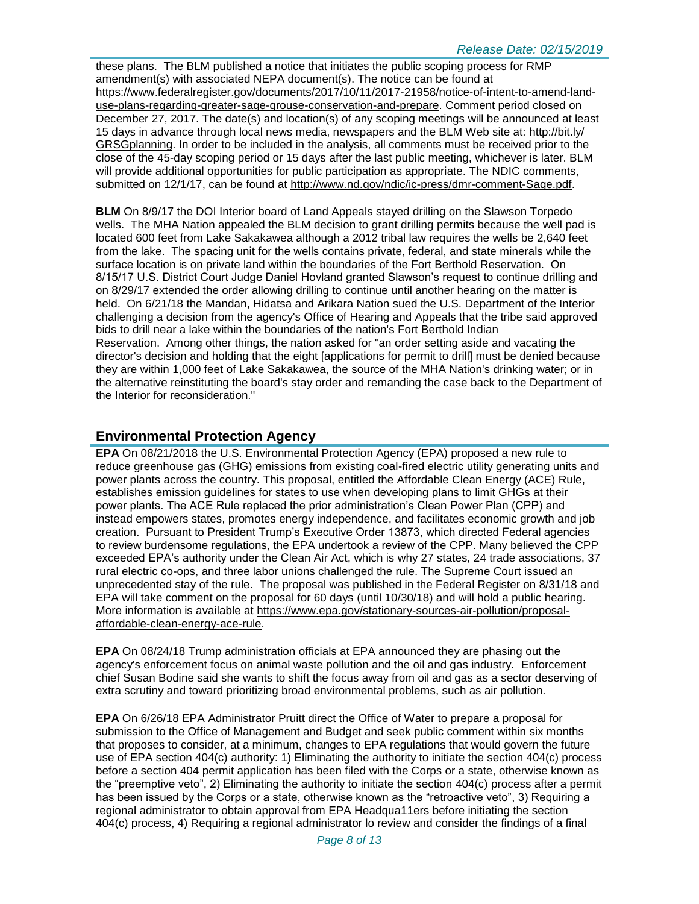these plans. The BLM published a notice that initiates the public scoping process for RMP amendment(s) with associated NEPA document(s). The notice can be found at https://www.federalregister.gov/documents/2017/10/11/2017-21958/notice-of-intent-to-amend-land-use-plans-regarding-greater-sage-grouse-conservation-and-prepare. Comment period closed on December 27, 2017. The date(s) and location(s) of any scoping meetings will be announced at least 15 days in advance through local news media, newspapers and the BLM Web site at: http://bit.ly/GRSGplanning. In order to be included in the analysis, all comments must be received prior to the close of the 45-day scoping period or 15 days after the last public meeting, whichever is later. BLM will provide additional opportunities for public participation as appropriate. The NDIC comments, submitted on 12/1/17, can be found at http://www.nd.gov/ndic/ic-press/dmr-comment-Sage.pdf.

**BLM** On 8/9/17 the DOI Interior board of Land Appeals stayed drilling on the Slawson Torpedo wells. The MHA Nation appealed the BLM decision to grant drilling permits because the well pad is located 600 feet from Lake Sakakawea although a 2012 tribal law requires the wells be 2,640 feet from the lake. The spacing unit for the wells contains private, federal, and state minerals while the surface location is on private land within the boundaries of the Fort Berthold Reservation. On 8/15/17 U.S. District Court Judge Daniel Hovland granted Slawson's request to continue drilling and on 8/29/17 extended the order allowing drilling to continue until another hearing on the matter is held. On 6/21/18 the Mandan, Hidatsa and Arikara Nation sued the U.S. Department of the Interior challenging a decision from the agency's Office of Hearing and Appeals that the tribe said approved bids to drill near a lake within the boundaries of the nation's Fort Berthold Indian Reservation. Among other things, the nation asked for "an order setting aside and vacating the director's decision and holding that the eight [applications for permit to drill] must be denied because they are within 1,000 feet of Lake Sakakawea, the source of the MHA Nation's drinking water; or in the alternative reinstituting the board's stay order and remanding the case back to the Department of the Interior for reconsideration."

## Environmental Protection Agency

**EPA** On 08/21/2018 the U.S. Environmental Protection Agency (EPA) proposed a new rule to reduce greenhouse gas (GHG) emissions from existing coal-fired electric utility generating units and power plants across the country. This proposal, entitled the Affordable Clean Energy (ACE) Rule, establishes emission guidelines for states to use when developing plans to limit GHGs at their power plants. The ACE Rule replaced the prior administration's Clean Power Plan (CPP) and instead empowers states, promotes energy independence, and facilitates economic growth and job creation. Pursuant to President Trump's Executive Order 13873, which directed Federal agencies to review burdensome regulations, the EPA undertook a review of the CPP. Many believed the CPP exceeded EPA's authority under the Clean Air Act, which is why 27 states, 24 trade associations, 37 rural electric co-ops, and three labor unions challenged the rule. The Supreme Court issued an unprecedented stay of the rule. The proposal was published in the Federal Register on 8/31/18 and EPA will take comment on the proposal for 60 days (until 10/30/18) and will hold a public hearing. More information is available at https://www.epa.gov/stationary-sources-air-pollution/proposal-affordable-clean-energy-ace-rule.

**EPA** On 08/24/18 Trump administration officials at EPA announced they are phasing out the agency's enforcement focus on animal waste pollution and the oil and gas industry. Enforcement chief Susan Bodine said she wants to shift the focus away from oil and gas as a sector deserving of extra scrutiny and toward prioritizing broad environmental problems, such as air pollution.

**EPA** On 6/26/18 EPA Administrator Pruitt direct the Office of Water to prepare a proposal for submission to the Office of Management and Budget and seek public comment within six months that proposes to consider, at a minimum, changes to EPA regulations that would govern the future use of EPA section 404(c) authority: 1) Eliminating the authority to initiate the section 404(c) process before a section 404 permit application has been filed with the Corps or a state, otherwise known as the "preemptive veto", 2) Eliminating the authority to initiate the section 404(c) process after a permit has been issued by the Corps or a state, otherwise known as the "retroactive veto", 3) Requiring a regional administrator to obtain approval from EPA Headqua11ers before initiating the section 404(c) process, 4) Requiring a regional administrator lo review and consider the findings of a final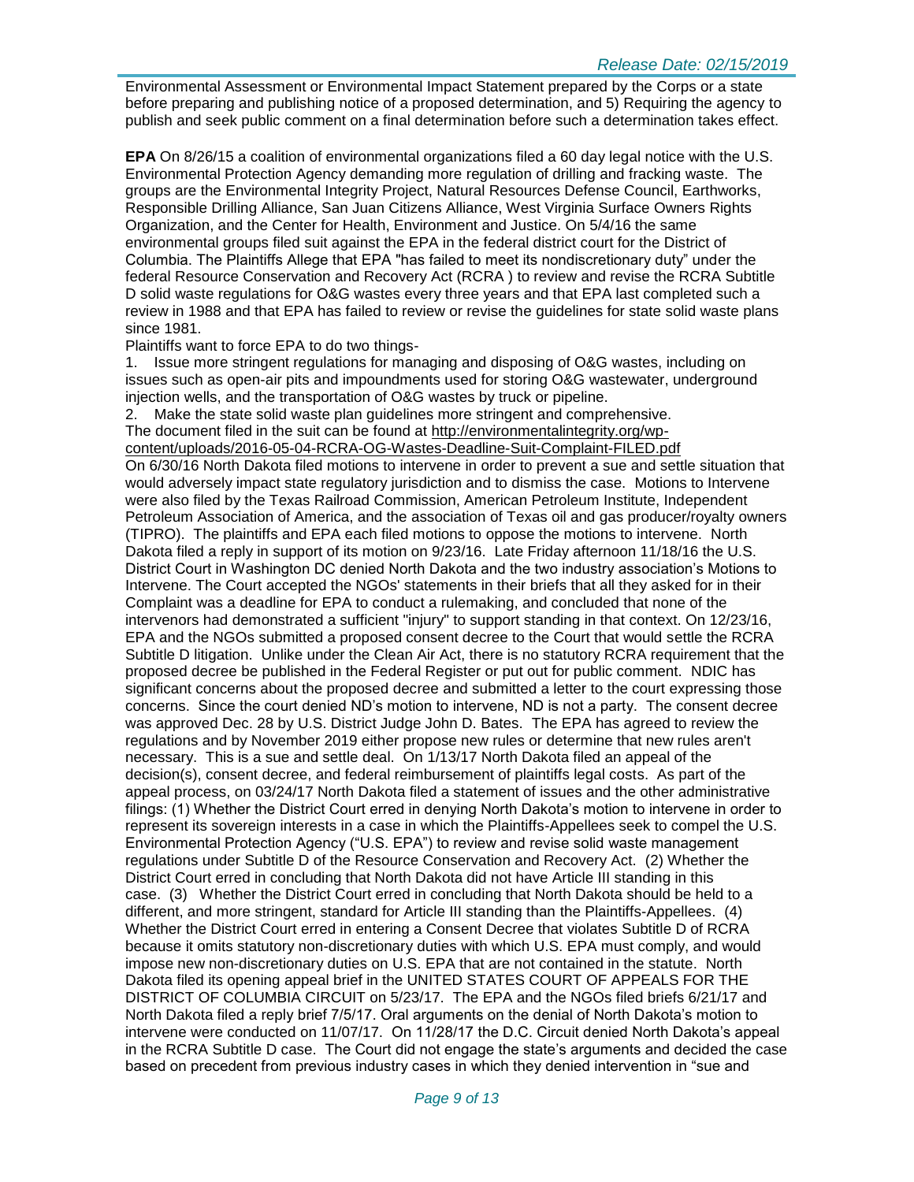Environmental Assessment or Environmental Impact Statement prepared by the Corps or a state before preparing and publishing notice of a proposed determination, and 5) Requiring the agency to publish and seek public comment on a final determination before such a determination takes effect.

**EPA** On 8/26/15 a coalition of environmental organizations filed a 60 day legal notice with the U.S. Environmental Protection Agency demanding more regulation of drilling and fracking waste. The groups are the Environmental Integrity Project, Natural Resources Defense Council, Earthworks, Responsible Drilling Alliance, San Juan Citizens Alliance, West Virginia Surface Owners Rights Organization, and the Center for Health, Environment and Justice. On 5/4/16 the same environmental groups filed suit against the EPA in the federal district court for the District of Columbia. The Plaintiffs Allege that EPA "has failed to meet its nondiscretionary duty" under the federal Resource Conservation and Recovery Act (RCRA ) to review and revise the RCRA Subtitle D solid waste regulations for O&G wastes every three years and that EPA last completed such a review in 1988 and that EPA has failed to review or revise the guidelines for state solid waste plans since 1981.

Plaintiffs want to force EPA to do two things-

1. Issue more stringent regulations for managing and disposing of O&G wastes, including on issues such as open-air pits and impoundments used for storing O&G wastewater, underground injection wells, and the transportation of O&G wastes by truck or pipeline.
2. Make the state solid waste plan guidelines more stringent and comprehensive.

The document filed in the suit can be found at http://environmentalintegrity.org/wp-content/uploads/2016-05-04-RCRA-OG-Wastes-Deadline-Suit-Complaint-FILED.pdf

On 6/30/16 North Dakota filed motions to intervene in order to prevent a sue and settle situation that would adversely impact state regulatory jurisdiction and to dismiss the case. Motions to Intervene were also filed by the Texas Railroad Commission, American Petroleum Institute, Independent Petroleum Association of America, and the association of Texas oil and gas producer/royalty owners (TIPRO). The plaintiffs and EPA each filed motions to oppose the motions to intervene. North Dakota filed a reply in support of its motion on 9/23/16. Late Friday afternoon 11/18/16 the U.S. District Court in Washington DC denied North Dakota and the two industry association's Motions to Intervene. The Court accepted the NGOs' statements in their briefs that all they asked for in their Complaint was a deadline for EPA to conduct a rulemaking, and concluded that none of the intervenors had demonstrated a sufficient "injury" to support standing in that context. On 12/23/16, EPA and the NGOs submitted a proposed consent decree to the Court that would settle the RCRA Subtitle D litigation. Unlike under the Clean Air Act, there is no statutory RCRA requirement that the proposed decree be published in the Federal Register or put out for public comment. NDIC has significant concerns about the proposed decree and submitted a letter to the court expressing those concerns. Since the court denied ND's motion to intervene, ND is not a party. The consent decree was approved Dec. 28 by U.S. District Judge John D. Bates. The EPA has agreed to review the regulations and by November 2019 either propose new rules or determine that new rules aren't necessary. This is a sue and settle deal. On 1/13/17 North Dakota filed an appeal of the decision(s), consent decree, and federal reimbursement of plaintiffs legal costs. As part of the appeal process, on 03/24/17 North Dakota filed a statement of issues and the other administrative filings: (1) Whether the District Court erred in denying North Dakota's motion to intervene in order to represent its sovereign interests in a case in which the Plaintiffs-Appellees seek to compel the U.S. Environmental Protection Agency ("U.S. EPA") to review and revise solid waste management regulations under Subtitle D of the Resource Conservation and Recovery Act. (2) Whether the District Court erred in concluding that North Dakota did not have Article III standing in this case. (3) Whether the District Court erred in concluding that North Dakota should be held to a different, and more stringent, standard for Article III standing than the Plaintiffs-Appellees. (4) Whether the District Court erred in entering a Consent Decree that violates Subtitle D of RCRA because it omits statutory non-discretionary duties with which U.S. EPA must comply, and would impose new non-discretionary duties on U.S. EPA that are not contained in the statute. North Dakota filed its opening appeal brief in the UNITED STATES COURT OF APPEALS FOR THE DISTRICT OF COLUMBIA CIRCUIT on 5/23/17. The EPA and the NGOs filed briefs 6/21/17 and North Dakota filed a reply brief 7/5/17. Oral arguments on the denial of North Dakota's motion to intervene were conducted on 11/07/17. On 11/28/17 the D.C. Circuit denied North Dakota's appeal in the RCRA Subtitle D case. The Court did not engage the state's arguments and decided the case based on precedent from previous industry cases in which they denied intervention in "sue and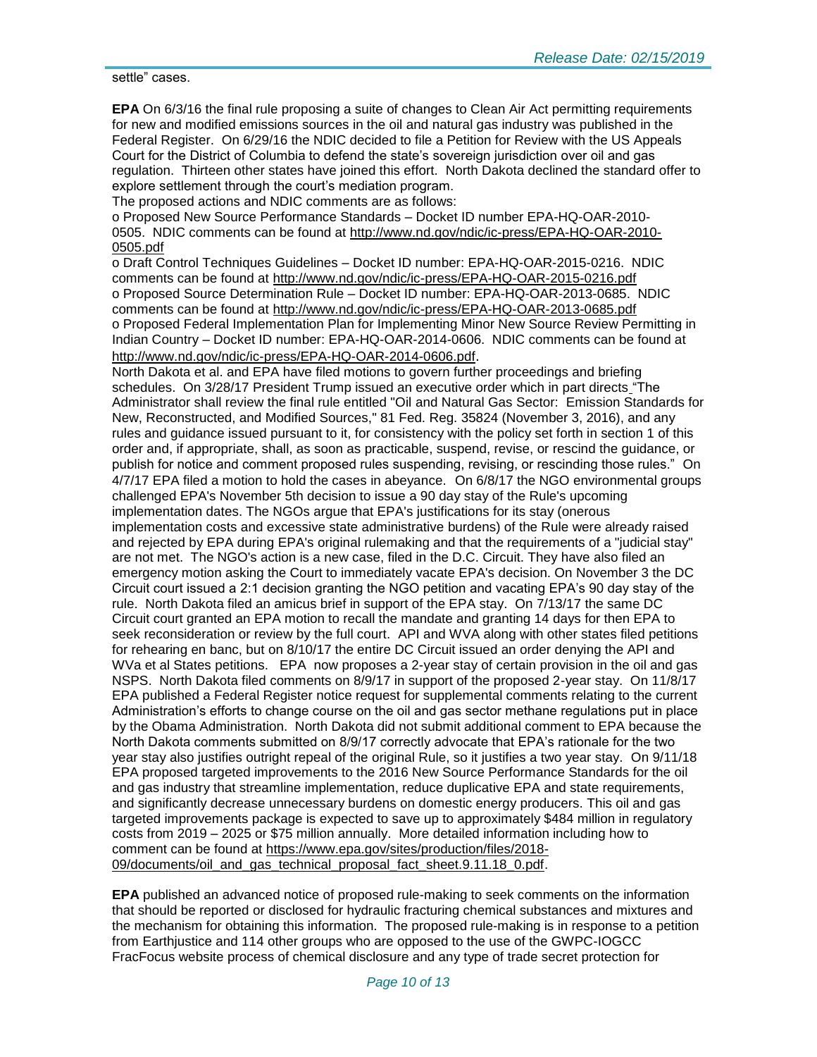settle" cases.

**EPA** On 6/3/16 the final rule proposing a suite of changes to Clean Air Act permitting requirements for new and modified emissions sources in the oil and natural gas industry was published in the Federal Register. On 6/29/16 the NDIC decided to file a Petition for Review with the US Appeals Court for the District of Columbia to defend the state's sovereign jurisdiction over oil and gas regulation. Thirteen other states have joined this effort. North Dakota declined the standard offer to explore settlement through the court's mediation program.

The proposed actions and NDIC comments are as follows:

o Proposed New Source Performance Standards – Docket ID number EPA-HQ-OAR-2010-0505. NDIC comments can be found at http://www.nd.gov/ndic/ic-press/EPA-HQ-OAR-2010-0505.pdf

o Draft Control Techniques Guidelines – Docket ID number: EPA-HQ-OAR-2015-0216. NDIC comments can be found at http://www.nd.gov/ndic/ic-press/EPA-HQ-OAR-2015-0216.pdf

o Proposed Source Determination Rule – Docket ID number: EPA-HQ-OAR-2013-0685. NDIC comments can be found at http://www.nd.gov/ndic/ic-press/EPA-HQ-OAR-2013-0685.pdf

o Proposed Federal Implementation Plan for Implementing Minor New Source Review Permitting in Indian Country – Docket ID number: EPA-HQ-OAR-2014-0606. NDIC comments can be found at http://www.nd.gov/ndic/ic-press/EPA-HQ-OAR-2014-0606.pdf.

North Dakota et al. and EPA have filed motions to govern further proceedings and briefing schedules. On 3/28/17 President Trump issued an executive order which in part directs "The Administrator shall review the final rule entitled "Oil and Natural Gas Sector: Emission Standards for New, Reconstructed, and Modified Sources," 81 Fed. Reg. 35824 (November 3, 2016), and any rules and guidance issued pursuant to it, for consistency with the policy set forth in section 1 of this order and, if appropriate, shall, as soon as practicable, suspend, revise, or rescind the guidance, or publish for notice and comment proposed rules suspending, revising, or rescinding those rules." On 4/7/17 EPA filed a motion to hold the cases in abeyance. On 6/8/17 the NGO environmental groups challenged EPA's November 5th decision to issue a 90 day stay of the Rule's upcoming implementation dates. The NGOs argue that EPA's justifications for its stay (onerous implementation costs and excessive state administrative burdens) of the Rule were already raised and rejected by EPA during EPA's original rulemaking and that the requirements of a "judicial stay" are not met. The NGO's action is a new case, filed in the D.C. Circuit. They have also filed an emergency motion asking the Court to immediately vacate EPA's decision. On November 3 the DC Circuit court issued a 2:1 decision granting the NGO petition and vacating EPA's 90 day stay of the rule. North Dakota filed an amicus brief in support of the EPA stay. On 7/13/17 the same DC Circuit court granted an EPA motion to recall the mandate and granting 14 days for then EPA to seek reconsideration or review by the full court. API and WVA along with other states filed petitions for rehearing en banc, but on 8/10/17 the entire DC Circuit issued an order denying the API and WVa et al States petitions. EPA now proposes a 2-year stay of certain provision in the oil and gas NSPS. North Dakota filed comments on 8/9/17 in support of the proposed 2-year stay. On 11/8/17 EPA published a Federal Register notice request for supplemental comments relating to the current Administration's efforts to change course on the oil and gas sector methane regulations put in place by the Obama Administration. North Dakota did not submit additional comment to EPA because the North Dakota comments submitted on 8/9/17 correctly advocate that EPA's rationale for the two year stay also justifies outright repeal of the original Rule, so it justifies a two year stay. On 9/11/18 EPA proposed targeted improvements to the 2016 New Source Performance Standards for the oil and gas industry that streamline implementation, reduce duplicative EPA and state requirements, and significantly decrease unnecessary burdens on domestic energy producers. This oil and gas targeted improvements package is expected to save up to approximately $484 million in regulatory costs from 2019 – 2025 or $75 million annually. More detailed information including how to comment can be found at https://www.epa.gov/sites/production/files/2018-09/documents/oil_and_gas_technical_proposal_fact_sheet.9.11.18_0.pdf.

**EPA** published an advanced notice of proposed rule-making to seek comments on the information that should be reported or disclosed for hydraulic fracturing chemical substances and mixtures and the mechanism for obtaining this information. The proposed rule-making is in response to a petition from Earthjustice and 114 other groups who are opposed to the use of the GWPC-IOGCC FracFocus website process of chemical disclosure and any type of trade secret protection for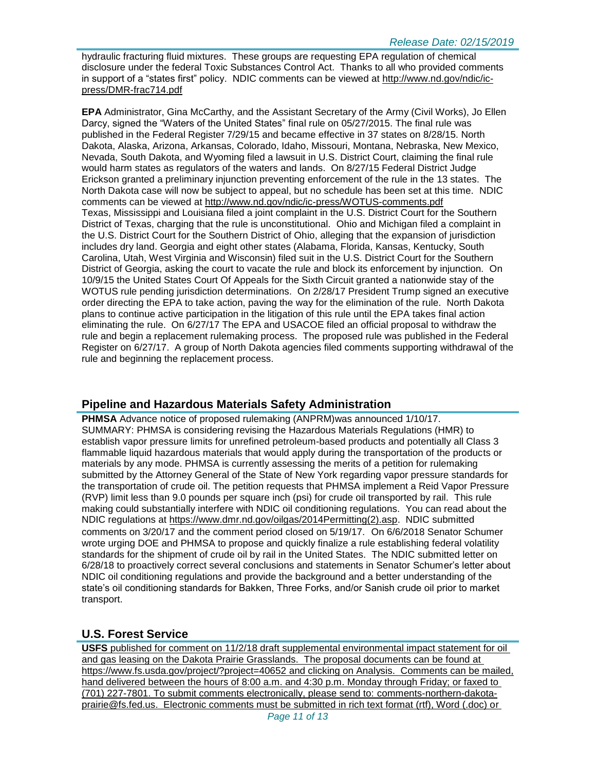hydraulic fracturing fluid mixtures. These groups are requesting EPA regulation of chemical disclosure under the federal Toxic Substances Control Act. Thanks to all who provided comments in support of a "states first" policy. NDIC comments can be viewed at http://www.nd.gov/ndic/ic-press/DMR-frac714.pdf

**EPA** Administrator, Gina McCarthy, and the Assistant Secretary of the Army (Civil Works), Jo Ellen Darcy, signed the "Waters of the United States" final rule on 05/27/2015. The final rule was published in the Federal Register 7/29/15 and became effective in 37 states on 8/28/15. North Dakota, Alaska, Arizona, Arkansas, Colorado, Idaho, Missouri, Montana, Nebraska, New Mexico, Nevada, South Dakota, and Wyoming filed a lawsuit in U.S. District Court, claiming the final rule would harm states as regulators of the waters and lands. On 8/27/15 Federal District Judge Erickson granted a preliminary injunction preventing enforcement of the rule in the 13 states. The North Dakota case will now be subject to appeal, but no schedule has been set at this time. NDIC comments can be viewed at http://www.nd.gov/ndic/ic-press/WOTUS-comments.pdf
Texas, Mississippi and Louisiana filed a joint complaint in the U.S. District Court for the Southern District of Texas, charging that the rule is unconstitutional. Ohio and Michigan filed a complaint in the U.S. District Court for the Southern District of Ohio, alleging that the expansion of jurisdiction includes dry land. Georgia and eight other states (Alabama, Florida, Kansas, Kentucky, South Carolina, Utah, West Virginia and Wisconsin) filed suit in the U.S. District Court for the Southern District of Georgia, asking the court to vacate the rule and block its enforcement by injunction. On 10/9/15 the United States Court Of Appeals for the Sixth Circuit granted a nationwide stay of the WOTUS rule pending jurisdiction determinations. On 2/28/17 President Trump signed an executive order directing the EPA to take action, paving the way for the elimination of the rule. North Dakota plans to continue active participation in the litigation of this rule until the EPA takes final action eliminating the rule. On 6/27/17 The EPA and USACOE filed an official proposal to withdraw the rule and begin a replacement rulemaking process. The proposed rule was published in the Federal Register on 6/27/17. A group of North Dakota agencies filed comments supporting withdrawal of the rule and beginning the replacement process.

## Pipeline and Hazardous Materials Safety Administration

**PHMSA** Advance notice of proposed rulemaking (ANPRM)was announced 1/10/17.
SUMMARY: PHMSA is considering revising the Hazardous Materials Regulations (HMR) to establish vapor pressure limits for unrefined petroleum-based products and potentially all Class 3 flammable liquid hazardous materials that would apply during the transportation of the products or materials by any mode. PHMSA is currently assessing the merits of a petition for rulemaking submitted by the Attorney General of the State of New York regarding vapor pressure standards for the transportation of crude oil. The petition requests that PHMSA implement a Reid Vapor Pressure (RVP) limit less than 9.0 pounds per square inch (psi) for crude oil transported by rail. This rule making could substantially interfere with NDIC oil conditioning regulations. You can read about the NDIC regulations at https://www.dmr.nd.gov/oilgas/2014Permitting(2).asp. NDIC submitted comments on 3/20/17 and the comment period closed on 5/19/17. On 6/6/2018 Senator Schumer wrote urging DOE and PHMSA to propose and quickly finalize a rule establishing federal volatility standards for the shipment of crude oil by rail in the United States. The NDIC submitted letter on 6/28/18 to proactively correct several conclusions and statements in Senator Schumer's letter about NDIC oil conditioning regulations and provide the background and a better understanding of the state's oil conditioning standards for Bakken, Three Forks, and/or Sanish crude oil prior to market transport.

## U.S. Forest Service

**USFS** published for comment on 11/2/18 draft supplemental environmental impact statement for oil and gas leasing on the Dakota Prairie Grasslands. The proposal documents can be found at https://www.fs.usda.gov/project/?project=40652 and clicking on Analysis. Comments can be mailed, hand delivered between the hours of 8:00 a.m. and 4:30 p.m. Monday through Friday; or faxed to (701) 227-7801. To submit comments electronically, please send to: comments-northern-dakota-prairie@fs.fed.us. Electronic comments must be submitted in rich text format (rtf), Word (.doc) or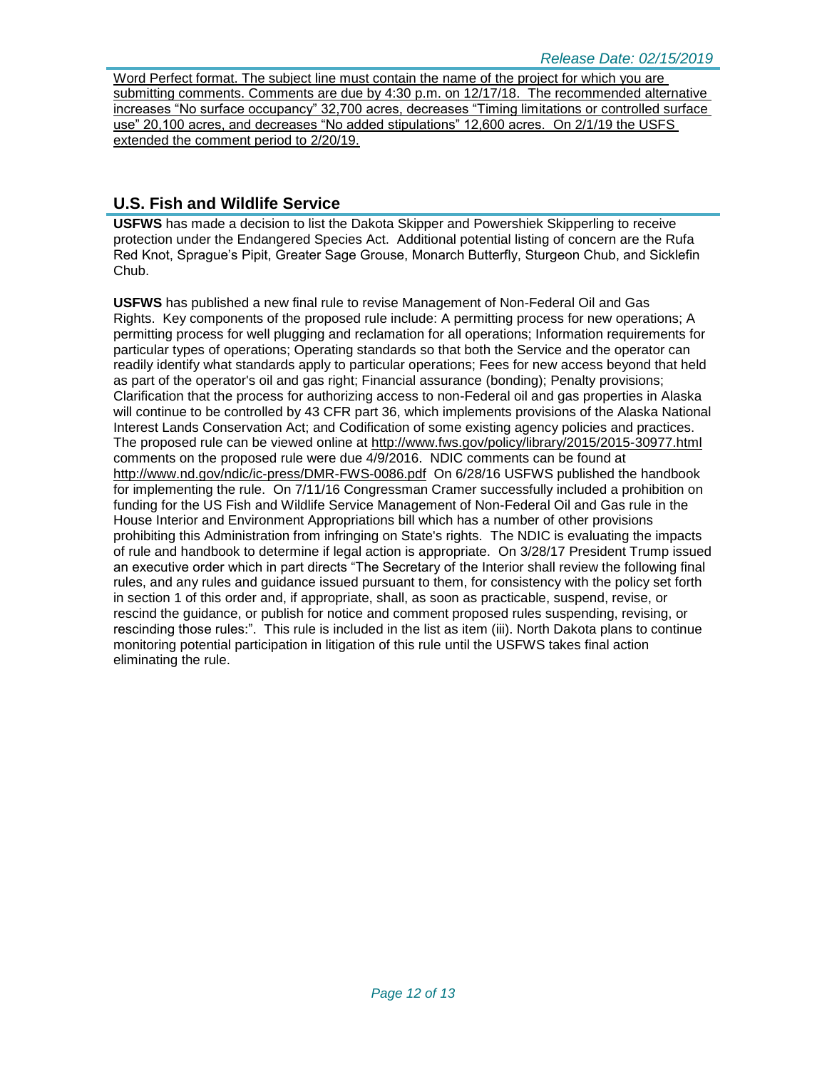Word Perfect format. The subject line must contain the name of the project for which you are submitting comments. Comments are due by 4:30 p.m. on 12/17/18. The recommended alternative increases "No surface occupancy" 32,700 acres, decreases "Timing limitations or controlled surface use" 20,100 acres, and decreases "No added stipulations" 12,600 acres. On 2/1/19 the USFS extended the comment period to 2/20/19.

## U.S. Fish and Wildlife Service

**USFWS** has made a decision to list the Dakota Skipper and Powershiek Skipperling to receive protection under the Endangered Species Act. Additional potential listing of concern are the Rufa Red Knot, Sprague's Pipit, Greater Sage Grouse, Monarch Butterfly, Sturgeon Chub, and Sicklefin Chub.

**USFWS** has published a new final rule to revise Management of Non-Federal Oil and Gas Rights. Key components of the proposed rule include: A permitting process for new operations; A permitting process for well plugging and reclamation for all operations; Information requirements for particular types of operations; Operating standards so that both the Service and the operator can readily identify what standards apply to particular operations; Fees for new access beyond that held as part of the operator's oil and gas right; Financial assurance (bonding); Penalty provisions; Clarification that the process for authorizing access to non-Federal oil and gas properties in Alaska will continue to be controlled by 43 CFR part 36, which implements provisions of the Alaska National Interest Lands Conservation Act; and Codification of some existing agency policies and practices. The proposed rule can be viewed online at http://www.fws.gov/policy/library/2015/2015-30977.html comments on the proposed rule were due 4/9/2016. NDIC comments can be found at http://www.nd.gov/ndic/ic-press/DMR-FWS-0086.pdf On 6/28/16 USFWS published the handbook for implementing the rule. On 7/11/16 Congressman Cramer successfully included a prohibition on funding for the US Fish and Wildlife Service Management of Non-Federal Oil and Gas rule in the House Interior and Environment Appropriations bill which has a number of other provisions prohibiting this Administration from infringing on State's rights. The NDIC is evaluating the impacts of rule and handbook to determine if legal action is appropriate. On 3/28/17 President Trump issued an executive order which in part directs "The Secretary of the Interior shall review the following final rules, and any rules and guidance issued pursuant to them, for consistency with the policy set forth in section 1 of this order and, if appropriate, shall, as soon as practicable, suspend, revise, or rescind the guidance, or publish for notice and comment proposed rules suspending, revising, or rescinding those rules:". This rule is included in the list as item (iii). North Dakota plans to continue monitoring potential participation in litigation of this rule until the USFWS takes final action eliminating the rule.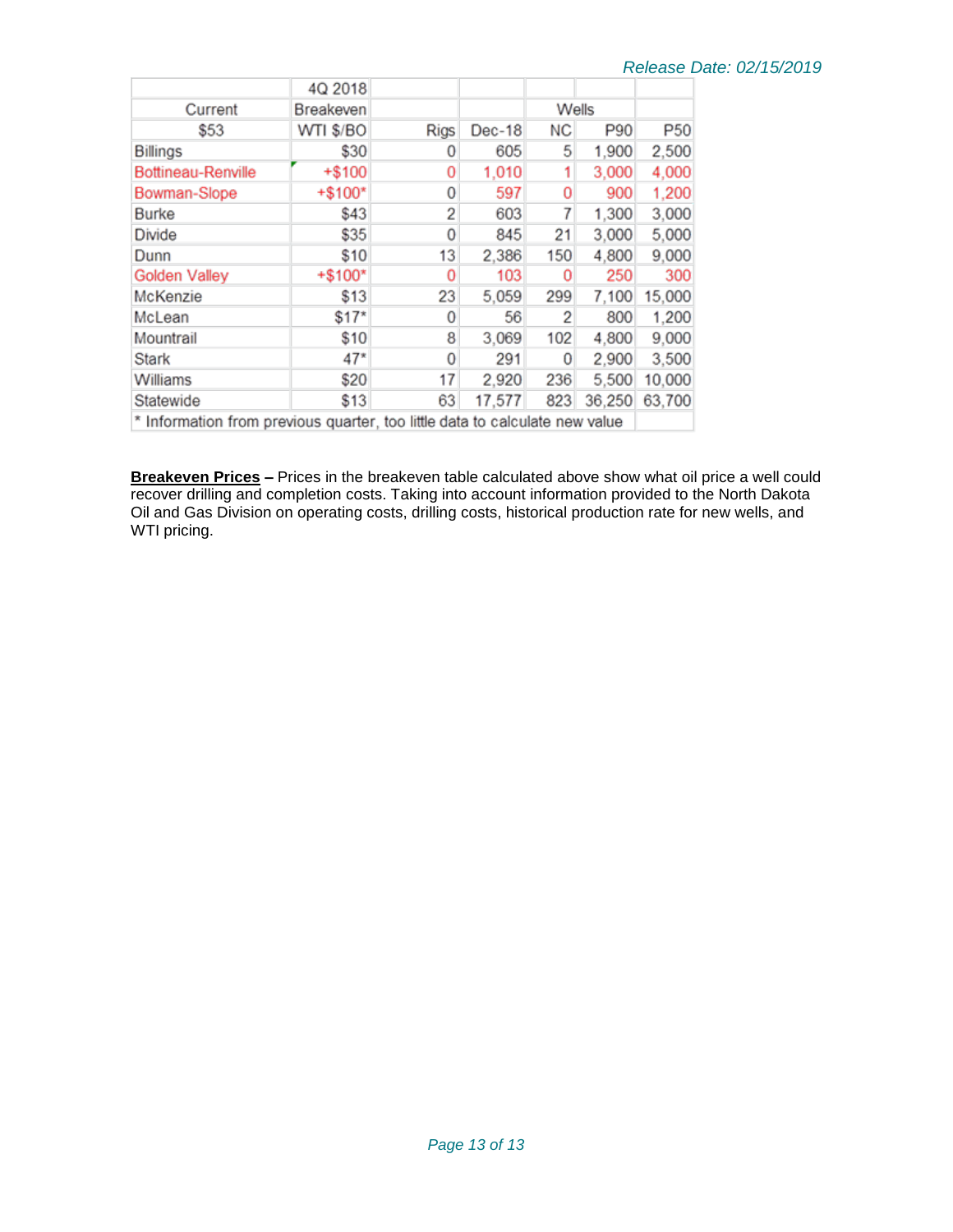Release Date: 02/15/2019

| | 4Q 2018 | | | | | |
|---|---|---|---|---|---|---|
| Current | Breakeven | | | Wells | | |
| $53 | WTI $/BO | Rigs | Dec-18 | NC | P90 | P50 |
| Billings | $30 | 0 | 605 | 5 | 1,900 | 2,500 |
| Bottineau-Renville | +$100 | 0 | 1,010 | 1 | 3,000 | 4,000 |
| Bowman-Slope | +$100* | 0 | 597 | 0 | 900 | 1,200 |
| Burke | $43 | 2 | 603 | 7 | 1,300 | 3,000 |
| Divide | $35 | 0 | 845 | 21 | 3,000 | 5,000 |
| Dunn | $10 | 13 | 2,386 | 150 | 4,800 | 9,000 |
| Golden Valley | +$100* | 0 | 103 | 0 | 250 | 300 |
| McKenzie | $13 | 23 | 5,059 | 299 | 7,100 | 15,000 |
| McLean | $17* | 0 | 56 | 2 | 800 | 1,200 |
| Mountrail | $10 | 8 | 3,069 | 102 | 4,800 | 9,000 |
| Stark | 47* | 0 | 291 | 0 | 2,900 | 3,500 |
| Williams | $20 | 17 | 2,920 | 236 | 5,500 | 10,000 |
| Statewide | $13 | 63 | 17,577 | 823 | 36,250 | 63,700 |

* Information from previous quarter, too little data to calculate new value

**Breakeven Prices –** Prices in the breakeven table calculated above show what oil price a well could recover drilling and completion costs. Taking into account information provided to the North Dakota Oil and Gas Division on operating costs, drilling costs, historical production rate for new wells, and WTI pricing.